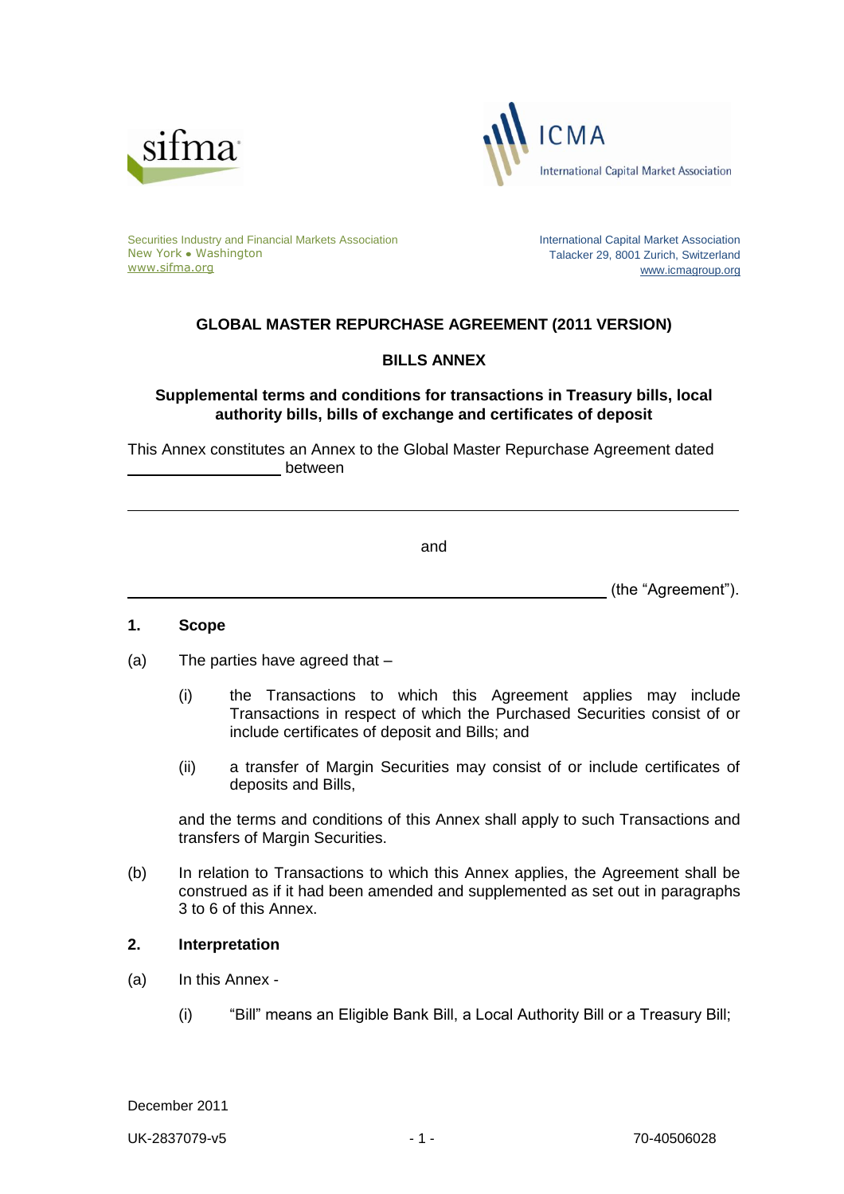Securities Industry and Financial Markets Association
New York • Washington
www.sifma.org

International Capital Market Association
Talacker 29, 8001 Zurich, Switzerland
www.icmagroup.org

# GLOBAL MASTER REPURCHASE AGREEMENT (2011 VERSION)

## BILLS ANNEX

**Supplemental terms and conditions for transactions in Treasury bills, local authority bills, bills of exchange and certificates of deposit**

This Annex constitutes an Annex to the Global Master Repurchase Agreement dated \_\_\_\_\_\_\_\_\_\_\_\_\_\_\_\_\_\_ between

\_\_\_\_\_\_\_\_\_\_\_\_\_\_\_\_\_\_\_\_\_\_\_\_\_\_\_\_\_\_\_\_\_\_\_\_\_\_\_\_\_\_\_\_\_\_\_\_\_\_\_\_\_\_\_\_\_\_\_\_\_\_

and

\_\_\_\_\_\_\_\_\_\_\_\_\_\_\_\_\_\_\_\_\_\_\_\_\_\_\_\_\_\_\_\_\_\_\_\_\_\_\_\_\_\_\_\_\_\_\_\_\_\_\_\_ (the "Agreement").

**1. Scope**

(a) The parties have agreed that –

(i) the Transactions to which this Agreement applies may include Transactions in respect of which the Purchased Securities consist of or include certificates of deposit and Bills; and

(ii) a transfer of Margin Securities may consist of or include certificates of deposits and Bills,

and the terms and conditions of this Annex shall apply to such Transactions and transfers of Margin Securities.

(b) In relation to Transactions to which this Annex applies, the Agreement shall be construed as if it had been amended and supplemented as set out in paragraphs 3 to 6 of this Annex.

**2. Interpretation**

(a) In this Annex -

(i) "Bill" means an Eligible Bank Bill, a Local Authority Bill or a Treasury Bill;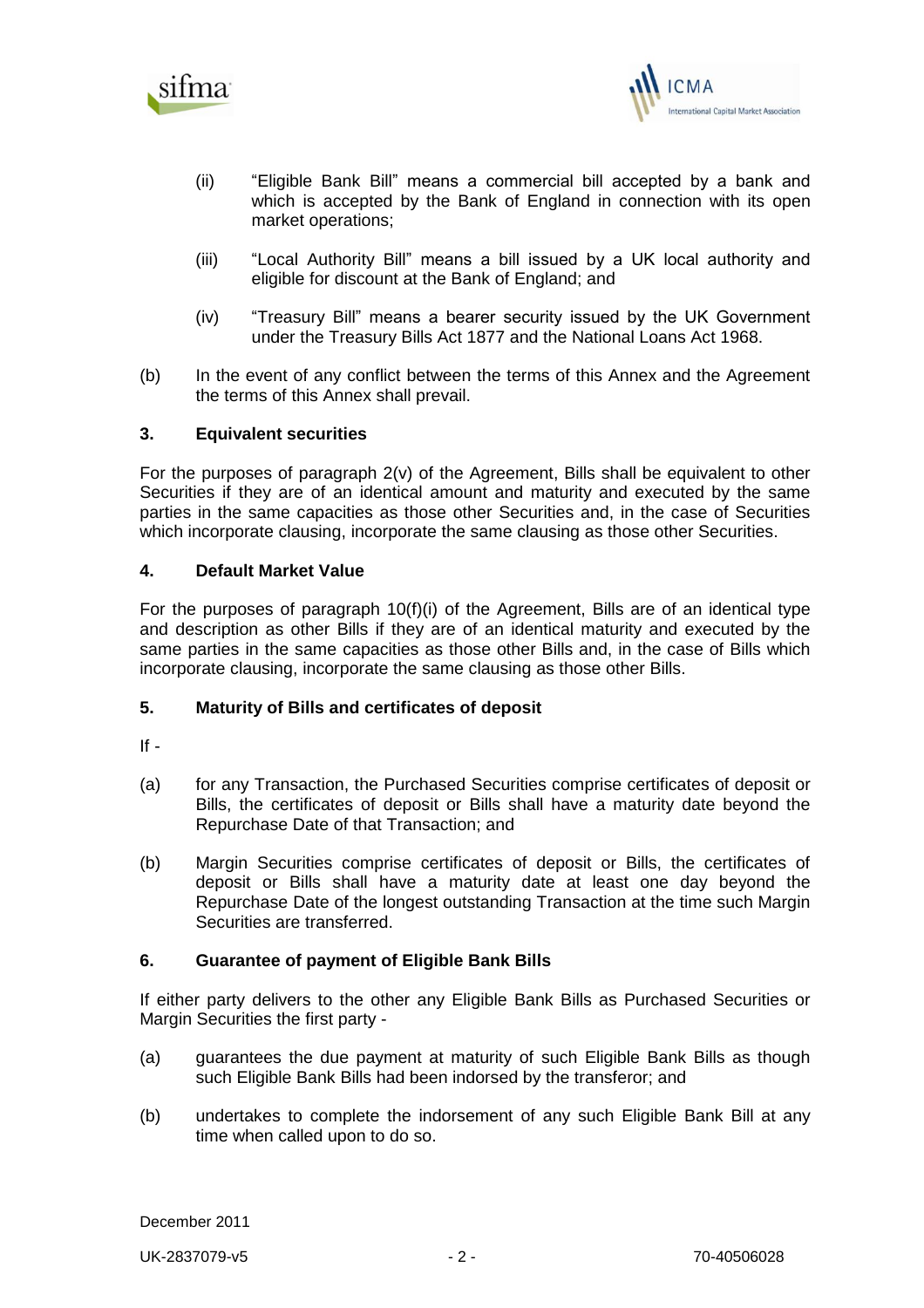(ii) "Eligible Bank Bill" means a commercial bill accepted by a bank and which is accepted by the Bank of England in connection with its open market operations;

(iii) "Local Authority Bill" means a bill issued by a UK local authority and eligible for discount at the Bank of England; and

(iv) "Treasury Bill" means a bearer security issued by the UK Government under the Treasury Bills Act 1877 and the National Loans Act 1968.

(b) In the event of any conflict between the terms of this Annex and the Agreement the terms of this Annex shall prevail.

## 3. Equivalent securities

For the purposes of paragraph 2(v) of the Agreement, Bills shall be equivalent to other Securities if they are of an identical amount and maturity and executed by the same parties in the same capacities as those other Securities and, in the case of Securities which incorporate clausing, incorporate the same clausing as those other Securities.

## 4. Default Market Value

For the purposes of paragraph 10(f)(i) of the Agreement, Bills are of an identical type and description as other Bills if they are of an identical maturity and executed by the same parties in the same capacities as those other Bills and, in the case of Bills which incorporate clausing, incorporate the same clausing as those other Bills.

## 5. Maturity of Bills and certificates of deposit

If -

(a) for any Transaction, the Purchased Securities comprise certificates of deposit or Bills, the certificates of deposit or Bills shall have a maturity date beyond the Repurchase Date of that Transaction; and

(b) Margin Securities comprise certificates of deposit or Bills, the certificates of deposit or Bills shall have a maturity date at least one day beyond the Repurchase Date of the longest outstanding Transaction at the time such Margin Securities are transferred.

## 6. Guarantee of payment of Eligible Bank Bills

If either party delivers to the other any Eligible Bank Bills as Purchased Securities or Margin Securities the first party -

(a) guarantees the due payment at maturity of such Eligible Bank Bills as though such Eligible Bank Bills had been indorsed by the transferor; and

(b) undertakes to complete the indorsement of any such Eligible Bank Bill at any time when called upon to do so.

December 2011

UK-2837079-v5 70-40506028